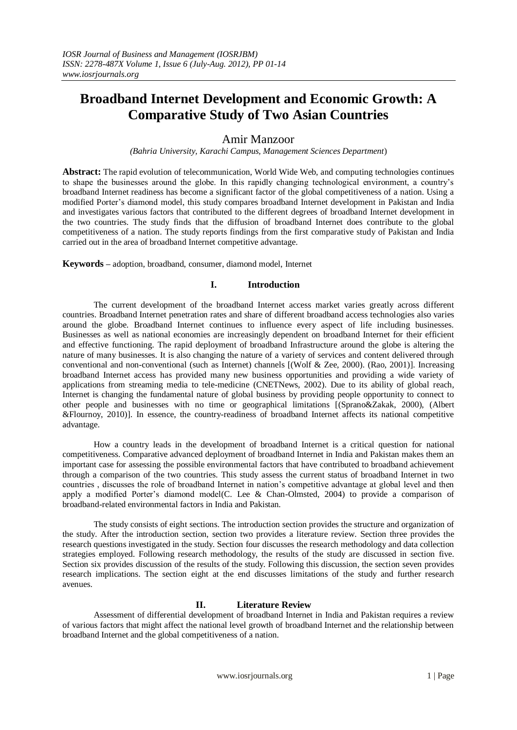# Broadband Internet Development and Economic Growth: A Comparative Study of Two Asian Countries

Amir Manzoor

*(Bahria University, Karachi Campus, Management Sciences Department)*

**Abstract:** The rapid evolution of telecommunication, World Wide Web, and computing technologies continues to shape the businesses around the globe. In this rapidly changing technological environment, a country's broadband Internet readiness has become a significant factor of the global competitiveness of a nation. Using a modified Porter's diamond model, this study compares broadband Internet development in Pakistan and India and investigates various factors that contributed to the different degrees of broadband Internet development in the two countries. The study finds that the diffusion of broadband Internet does contribute to the global competitiveness of a nation. The study reports findings from the first comparative study of Pakistan and India carried out in the area of broadband Internet competitive advantage.

**Keywords** – adoption, broadband, consumer, diamond model, Internet

## I. Introduction

The current development of the broadband Internet access market varies greatly across different countries. Broadband Internet penetration rates and share of different broadband access technologies also varies around the globe. Broadband Internet continues to influence every aspect of life including businesses. Businesses as well as national economies are increasingly dependent on broadband Internet for their efficient and effective functioning. The rapid deployment of broadband Infrastructure around the globe is altering the nature of many businesses. It is also changing the nature of a variety of services and content delivered through conventional and non-conventional (such as Internet) channels [(Wolf & Zee, 2000). (Rao, 2001)]. Increasing broadband Internet access has provided many new business opportunities and providing a wide variety of applications from streaming media to tele-medicine (CNETNews, 2002). Due to its ability of global reach, Internet is changing the fundamental nature of global business by providing people opportunity to connect to other people and businesses with no time or geographical limitations [(Sprano&Zakak, 2000), (Albert &Flournoy, 2010)]. In essence, the country-readiness of broadband Internet affects its national competitive advantage.

How a country leads in the development of broadband Internet is a critical question for national competitiveness. Comparative advanced deployment of broadband Internet in India and Pakistan makes them an important case for assessing the possible environmental factors that have contributed to broadband achievement through a comparison of the two countries. This study assess the current status of broadband Internet in two countries , discusses the role of broadband Internet in nation's competitive advantage at global level and then apply a modified Porter's diamond model(C. Lee & Chan-Olmsted, 2004) to provide a comparison of broadband-related environmental factors in India and Pakistan.

The study consists of eight sections. The introduction section provides the structure and organization of the study. After the introduction section, section two provides a literature review. Section three provides the research questions investigated in the study. Section four discusses the research methodology and data collection strategies employed. Following research methodology, the results of the study are discussed in section five. Section six provides discussion of the results of the study. Following this discussion, the section seven provides research implications. The section eight at the end discusses limitations of the study and further research avenues.

## II. Literature Review

Assessment of differential development of broadband Internet in India and Pakistan requires a review of various factors that might affect the national level growth of broadband Internet and the relationship between broadband Internet and the global competitiveness of a nation.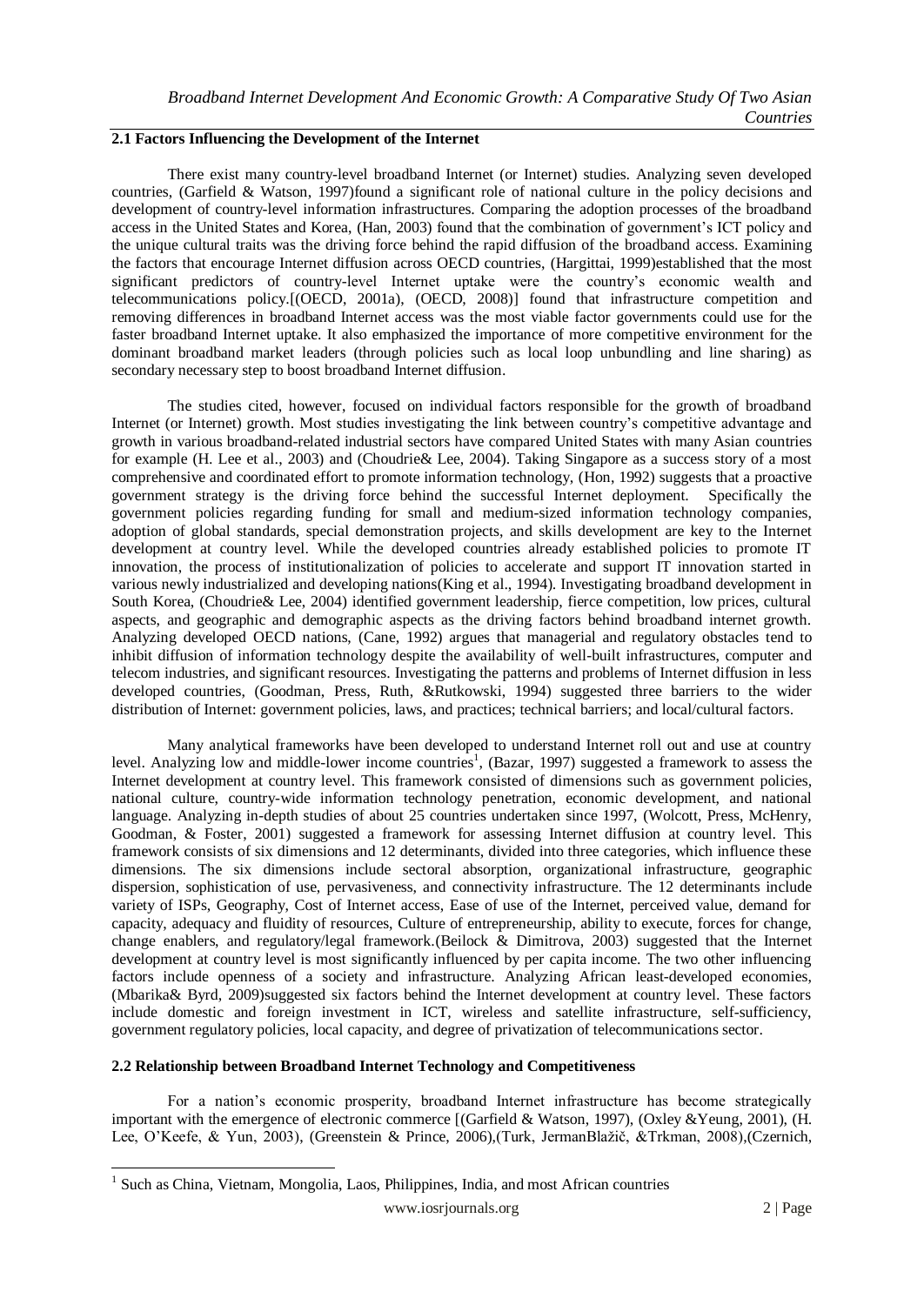## 2.1 Factors Influencing the Development of the Internet

There exist many country-level broadband Internet (or Internet) studies. Analyzing seven developed countries, (Garfield & Watson, 1997)found a significant role of national culture in the policy decisions and development of country-level information infrastructures. Comparing the adoption processes of the broadband access in the United States and Korea, (Han, 2003) found that the combination of government's ICT policy and the unique cultural traits was the driving force behind the rapid diffusion of the broadband access. Examining the factors that encourage Internet diffusion across OECD countries, (Hargittai, 1999)established that the most significant predictors of country-level Internet uptake were the country's economic wealth and telecommunications policy.[(OECD, 2001a), (OECD, 2008)] found that infrastructure competition and removing differences in broadband Internet access was the most viable factor governments could use for the faster broadband Internet uptake. It also emphasized the importance of more competitive environment for the dominant broadband market leaders (through policies such as local loop unbundling and line sharing) as secondary necessary step to boost broadband Internet diffusion.

The studies cited, however, focused on individual factors responsible for the growth of broadband Internet (or Internet) growth. Most studies investigating the link between country's competitive advantage and growth in various broadband-related industrial sectors have compared United States with many Asian countries for example (H. Lee et al., 2003) and (Choudrie& Lee, 2004). Taking Singapore as a success story of a most comprehensive and coordinated effort to promote information technology, (Hon, 1992) suggests that a proactive government strategy is the driving force behind the successful Internet deployment. Specifically the government policies regarding funding for small and medium-sized information technology companies, adoption of global standards, special demonstration projects, and skills development are key to the Internet development at country level. While the developed countries already established policies to promote IT innovation, the process of institutionalization of policies to accelerate and support IT innovation started in various newly industrialized and developing nations(King et al., 1994). Investigating broadband development in South Korea, (Choudrie& Lee, 2004) identified government leadership, fierce competition, low prices, cultural aspects, and geographic and demographic aspects as the driving factors behind broadband internet growth. Analyzing developed OECD nations, (Cane, 1992) argues that managerial and regulatory obstacles tend to inhibit diffusion of information technology despite the availability of well-built infrastructures, computer and telecom industries, and significant resources. Investigating the patterns and problems of Internet diffusion in less developed countries, (Goodman, Press, Ruth, &Rutkowski, 1994) suggested three barriers to the wider distribution of Internet: government policies, laws, and practices; technical barriers; and local/cultural factors.

Many analytical frameworks have been developed to understand Internet roll out and use at country level. Analyzing low and middle-lower income countries[1], (Bazar, 1997) suggested a framework to assess the Internet development at country level. This framework consisted of dimensions such as government policies, national culture, country-wide information technology penetration, economic development, and national language. Analyzing in-depth studies of about 25 countries undertaken since 1997, (Wolcott, Press, McHenry, Goodman, & Foster, 2001) suggested a framework for assessing Internet diffusion at country level. This framework consists of six dimensions and 12 determinants, divided into three categories, which influence these dimensions. The six dimensions include sectoral absorption, organizational infrastructure, geographic dispersion, sophistication of use, pervasiveness, and connectivity infrastructure. The 12 determinants include variety of ISPs, Geography, Cost of Internet access, Ease of use of the Internet, perceived value, demand for capacity, adequacy and fluidity of resources, Culture of entrepreneurship, ability to execute, forces for change, change enablers, and regulatory/legal framework.(Beilock & Dimitrova, 2003) suggested that the Internet development at country level is most significantly influenced by per capita income. The two other influencing factors include openness of a society and infrastructure. Analyzing African least-developed economies, (Mbarika& Byrd, 2009)suggested six factors behind the Internet development at country level. These factors include domestic and foreign investment in ICT, wireless and satellite infrastructure, self-sufficiency, government regulatory policies, local capacity, and degree of privatization of telecommunications sector.

## 2.2 Relationship between Broadband Internet Technology and Competitiveness

For a nation's economic prosperity, broadband Internet infrastructure has become strategically important with the emergence of electronic commerce [(Garfield & Watson, 1997), (Oxley &Yeung, 2001), (H. Lee, O'Keefe, & Yun, 2003), (Greenstein & Prince, 2006),(Turk, JermanBlažič, &Trkman, 2008),(Czernich,

---

[1] Such as China, Vietnam, Mongolia, Laos, Philippines, India, and most African countries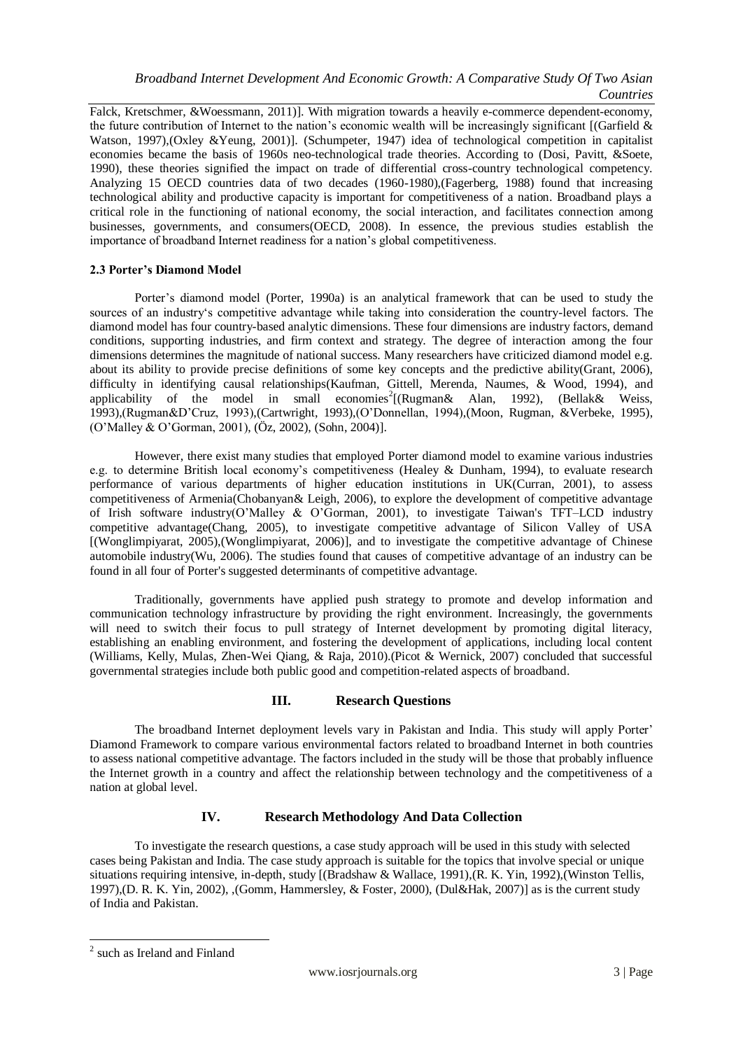Falck, Kretschmer, &Woessmann, 2011)]. With migration towards a heavily e-commerce dependent-economy, the future contribution of Internet to the nation's economic wealth will be increasingly significant [(Garfield & Watson, 1997),(Oxley &Yeung, 2001)]. (Schumpeter, 1947) idea of technological competition in capitalist economies became the basis of 1960s neo-technological trade theories. According to (Dosi, Pavitt, &Soete, 1990), these theories signified the impact on trade of differential cross-country technological competency. Analyzing 15 OECD countries data of two decades (1960-1980),(Fagerberg, 1988) found that increasing technological ability and productive capacity is important for competitiveness of a nation. Broadband plays a critical role in the functioning of national economy, the social interaction, and facilitates connection among businesses, governments, and consumers(OECD, 2008). In essence, the previous studies establish the importance of broadband Internet readiness for a nation's global competitiveness.

### 2.3 Porter's Diamond Model

Porter's diamond model (Porter, 1990a) is an analytical framework that can be used to study the sources of an industry's competitive advantage while taking into consideration the country-level factors. The diamond model has four country-based analytic dimensions. These four dimensions are industry factors, demand conditions, supporting industries, and firm context and strategy. The degree of interaction among the four dimensions determines the magnitude of national success. Many researchers have criticized diamond model e.g. about its ability to provide precise definitions of some key concepts and the predictive ability(Grant, 2006), difficulty in identifying causal relationships(Kaufman, Gittell, Merenda, Naumes, & Wood, 1994), and applicability of the model in small economies[2][(Rugman& Alan, 1992), (Bellak& Weiss, 1993),(Rugman&D'Cruz, 1993),(Cartwright, 1993),(O'Donnellan, 1994),(Moon, Rugman, &Verbeke, 1995), (O'Malley & O'Gorman, 2001), (Öz, 2002), (Sohn, 2004)].

However, there exist many studies that employed Porter diamond model to examine various industries e.g. to determine British local economy's competitiveness (Healey & Dunham, 1994), to evaluate research performance of various departments of higher education institutions in UK(Curran, 2001), to assess competitiveness of Armenia(Chobanyan& Leigh, 2006), to explore the development of competitive advantage of Irish software industry(O'Malley & O'Gorman, 2001), to investigate Taiwan's TFT–LCD industry competitive advantage(Chang, 2005), to investigate competitive advantage of Silicon Valley of USA [(Wonglimpiyarat, 2005),(Wonglimpiyarat, 2006)], and to investigate the competitive advantage of Chinese automobile industry(Wu, 2006). The studies found that causes of competitive advantage of an industry can be found in all four of Porter's suggested determinants of competitive advantage.

Traditionally, governments have applied push strategy to promote and develop information and communication technology infrastructure by providing the right environment. Increasingly, the governments will need to switch their focus to pull strategy of Internet development by promoting digital literacy, establishing an enabling environment, and fostering the development of applications, including local content (Williams, Kelly, Mulas, Zhen-Wei Qiang, & Raja, 2010).(Picot & Wernick, 2007) concluded that successful governmental strategies include both public good and competition-related aspects of broadband.

## III. Research Questions

The broadband Internet deployment levels vary in Pakistan and India. This study will apply Porter' Diamond Framework to compare various environmental factors related to broadband Internet in both countries to assess national competitive advantage. The factors included in the study will be those that probably influence the Internet growth in a country and affect the relationship between technology and the competitiveness of a nation at global level.

## IV. Research Methodology And Data Collection

To investigate the research questions, a case study approach will be used in this study with selected cases being Pakistan and India. The case study approach is suitable for the topics that involve special or unique situations requiring intensive, in-depth, study [(Bradshaw & Wallace, 1991),(R. K. Yin, 1992),(Winston Tellis, 1997),(D. R. K. Yin, 2002), ,(Gomm, Hammersley, & Foster, 2000), (Dul&Hak, 2007)] as is the current study of India and Pakistan.

---

[2] such as Ireland and Finland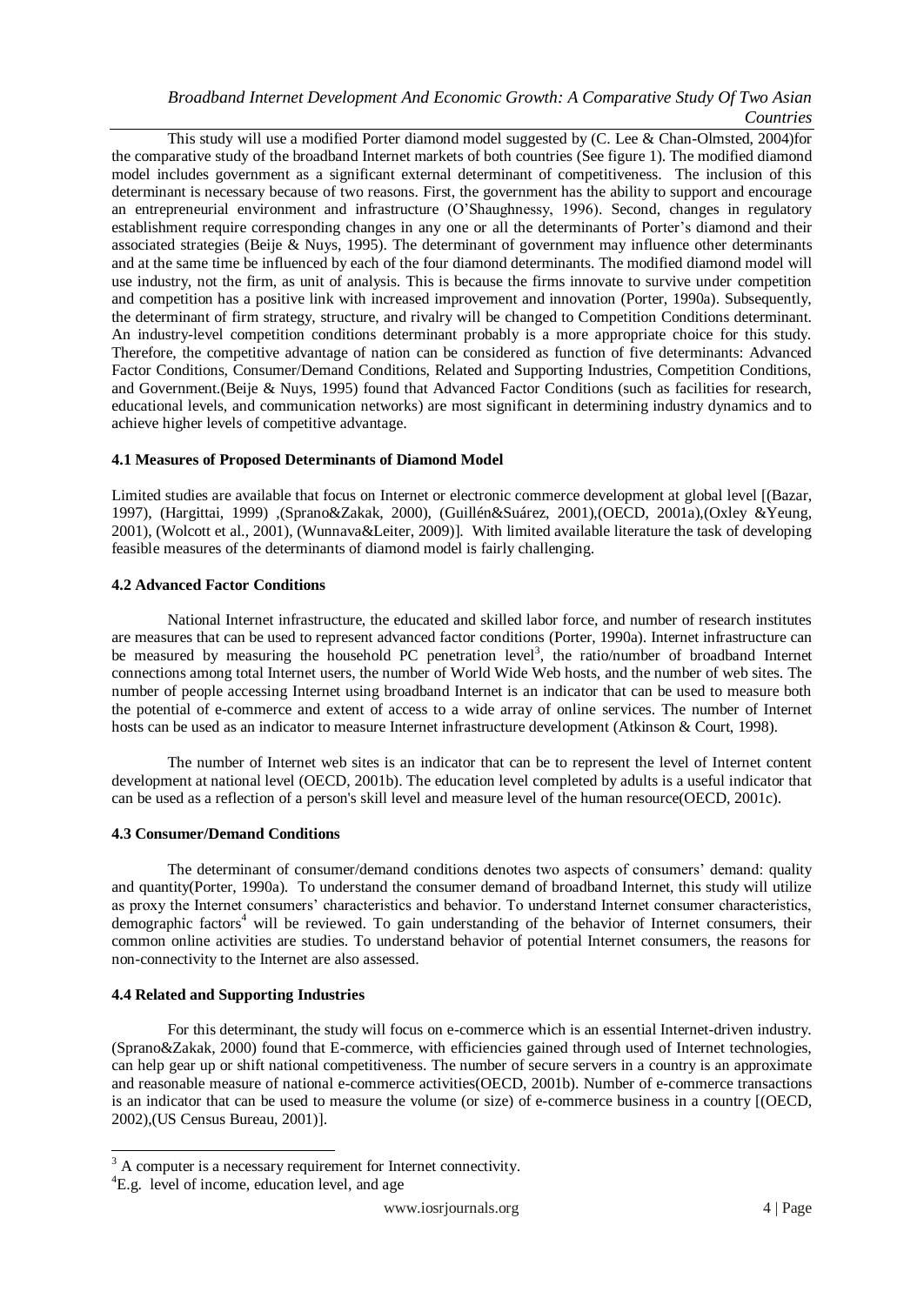This study will use a modified Porter diamond model suggested by (C. Lee & Chan-Olmsted, 2004)for the comparative study of the broadband Internet markets of both countries (See figure 1). The modified diamond model includes government as a significant external determinant of competitiveness. The inclusion of this determinant is necessary because of two reasons. First, the government has the ability to support and encourage an entrepreneurial environment and infrastructure (O'Shaughnessy, 1996). Second, changes in regulatory establishment require corresponding changes in any one or all the determinants of Porter's diamond and their associated strategies (Beije & Nuys, 1995). The determinant of government may influence other determinants and at the same time be influenced by each of the four diamond determinants. The modified diamond model will use industry, not the firm, as unit of analysis. This is because the firms innovate to survive under competition and competition has a positive link with increased improvement and innovation (Porter, 1990a). Subsequently, the determinant of firm strategy, structure, and rivalry will be changed to Competition Conditions determinant. An industry-level competition conditions determinant probably is a more appropriate choice for this study. Therefore, the competitive advantage of nation can be considered as function of five determinants: Advanced Factor Conditions, Consumer/Demand Conditions, Related and Supporting Industries, Competition Conditions, and Government.(Beije & Nuys, 1995) found that Advanced Factor Conditions (such as facilities for research, educational levels, and communication networks) are most significant in determining industry dynamics and to achieve higher levels of competitive advantage.

### 4.1 Measures of Proposed Determinants of Diamond Model

Limited studies are available that focus on Internet or electronic commerce development at global level [(Bazar, 1997), (Hargittai, 1999) ,(Sprano&Zakak, 2000), (Guillén&Suárez, 2001),(OECD, 2001a),(Oxley &Yeung, 2001), (Wolcott et al., 2001), (Wunnava&Leiter, 2009)]. With limited available literature the task of developing feasible measures of the determinants of diamond model is fairly challenging.

### 4.2 Advanced Factor Conditions

National Internet infrastructure, the educated and skilled labor force, and number of research institutes are measures that can be used to represent advanced factor conditions (Porter, 1990a). Internet infrastructure can be measured by measuring the household PC penetration level[3], the ratio/number of broadband Internet connections among total Internet users, the number of World Wide Web hosts, and the number of web sites. The number of people accessing Internet using broadband Internet is an indicator that can be used to measure both the potential of e-commerce and extent of access to a wide array of online services. The number of Internet hosts can be used as an indicator to measure Internet infrastructure development (Atkinson & Court, 1998).

The number of Internet web sites is an indicator that can be to represent the level of Internet content development at national level (OECD, 2001b). The education level completed by adults is a useful indicator that can be used as a reflection of a person's skill level and measure level of the human resource(OECD, 2001c).

### 4.3 Consumer/Demand Conditions

The determinant of consumer/demand conditions denotes two aspects of consumers' demand: quality and quantity(Porter, 1990a). To understand the consumer demand of broadband Internet, this study will utilize as proxy the Internet consumers' characteristics and behavior. To understand Internet consumer characteristics, demographic factors[4] will be reviewed. To gain understanding of the behavior of Internet consumers, their common online activities are studies. To understand behavior of potential Internet consumers, the reasons for non-connectivity to the Internet are also assessed.

### 4.4 Related and Supporting Industries

For this determinant, the study will focus on e-commerce which is an essential Internet-driven industry. (Sprano&Zakak, 2000) found that E-commerce, with efficiencies gained through used of Internet technologies, can help gear up or shift national competitiveness. The number of secure servers in a country is an approximate and reasonable measure of national e-commerce activities(OECD, 2001b). Number of e-commerce transactions is an indicator that can be used to measure the volume (or size) of e-commerce business in a country [(OECD, 2002),(US Census Bureau, 2001)].

---

[3] A computer is a necessary requirement for Internet connectivity.

[4] E.g. level of income, education level, and age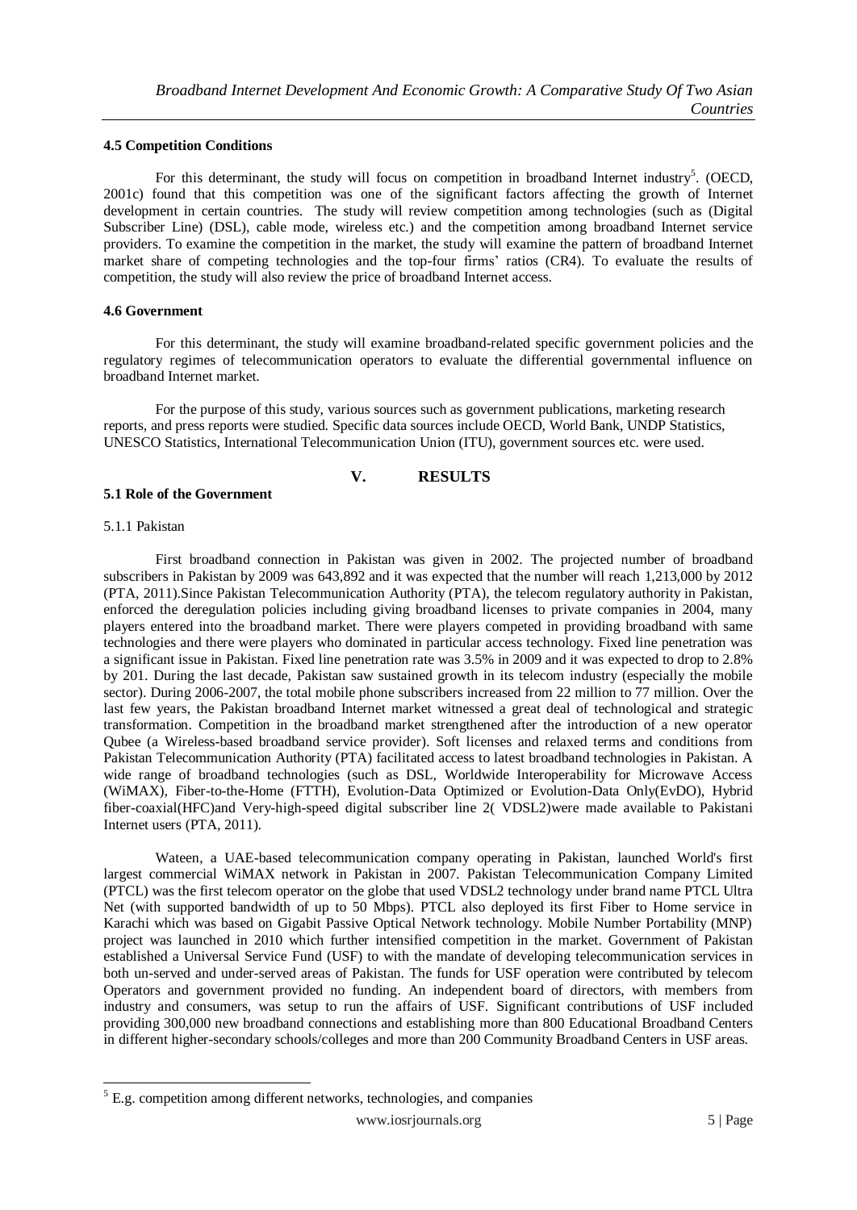### 4.5 Competition Conditions

For this determinant, the study will focus on competition in broadband Internet industry[5]. (OECD, 2001c) found that this competition was one of the significant factors affecting the growth of Internet development in certain countries. The study will review competition among technologies (such as (Digital Subscriber Line) (DSL), cable mode, wireless etc.) and the competition among broadband Internet service providers. To examine the competition in the market, the study will examine the pattern of broadband Internet market share of competing technologies and the top-four firms' ratios (CR4). To evaluate the results of competition, the study will also review the price of broadband Internet access.

### 4.6 Government

For this determinant, the study will examine broadband-related specific government policies and the regulatory regimes of telecommunication operators to evaluate the differential governmental influence on broadband Internet market.

For the purpose of this study, various sources such as government publications, marketing research reports, and press reports were studied. Specific data sources include OECD, World Bank, UNDP Statistics, UNESCO Statistics, International Telecommunication Union (ITU), government sources etc. were used.

## V. RESULTS

### 5.1 Role of the Government

#### 5.1.1 Pakistan

First broadband connection in Pakistan was given in 2002. The projected number of broadband subscribers in Pakistan by 2009 was 643,892 and it was expected that the number will reach 1,213,000 by 2012 (PTA, 2011).Since Pakistan Telecommunication Authority (PTA), the telecom regulatory authority in Pakistan, enforced the deregulation policies including giving broadband licenses to private companies in 2004, many players entered into the broadband market. There were players competed in providing broadband with same technologies and there were players who dominated in particular access technology. Fixed line penetration was a significant issue in Pakistan. Fixed line penetration rate was 3.5% in 2009 and it was expected to drop to 2.8% by 201. During the last decade, Pakistan saw sustained growth in its telecom industry (especially the mobile sector). During 2006-2007, the total mobile phone subscribers increased from 22 million to 77 million. Over the last few years, the Pakistan broadband Internet market witnessed a great deal of technological and strategic transformation. Competition in the broadband market strengthened after the introduction of a new operator Qubee (a Wireless-based broadband service provider). Soft licenses and relaxed terms and conditions from Pakistan Telecommunication Authority (PTA) facilitated access to latest broadband technologies in Pakistan. A wide range of broadband technologies (such as DSL, Worldwide Interoperability for Microwave Access (WiMAX), Fiber-to-the-Home (FTTH), Evolution-Data Optimized or Evolution-Data Only(EvDO), Hybrid fiber-coaxial(HFC)and Very-high-speed digital subscriber line 2( VDSL2)were made available to Pakistani Internet users (PTA, 2011).

Wateen, a UAE-based telecommunication company operating in Pakistan, launched World's first largest commercial WiMAX network in Pakistan in 2007. Pakistan Telecommunication Company Limited (PTCL) was the first telecom operator on the globe that used VDSL2 technology under brand name PTCL Ultra Net (with supported bandwidth of up to 50 Mbps). PTCL also deployed its first Fiber to Home service in Karachi which was based on Gigabit Passive Optical Network technology. Mobile Number Portability (MNP) project was launched in 2010 which further intensified competition in the market. Government of Pakistan established a Universal Service Fund (USF) to with the mandate of developing telecommunication services in both un-served and under-served areas of Pakistan. The funds for USF operation were contributed by telecom Operators and government provided no funding. An independent board of directors, with members from industry and consumers, was setup to run the affairs of USF. Significant contributions of USF included providing 300,000 new broadband connections and establishing more than 800 Educational Broadband Centers in different higher-secondary schools/colleges and more than 200 Community Broadband Centers in USF areas.

---

[5] E.g. competition among different networks, technologies, and companies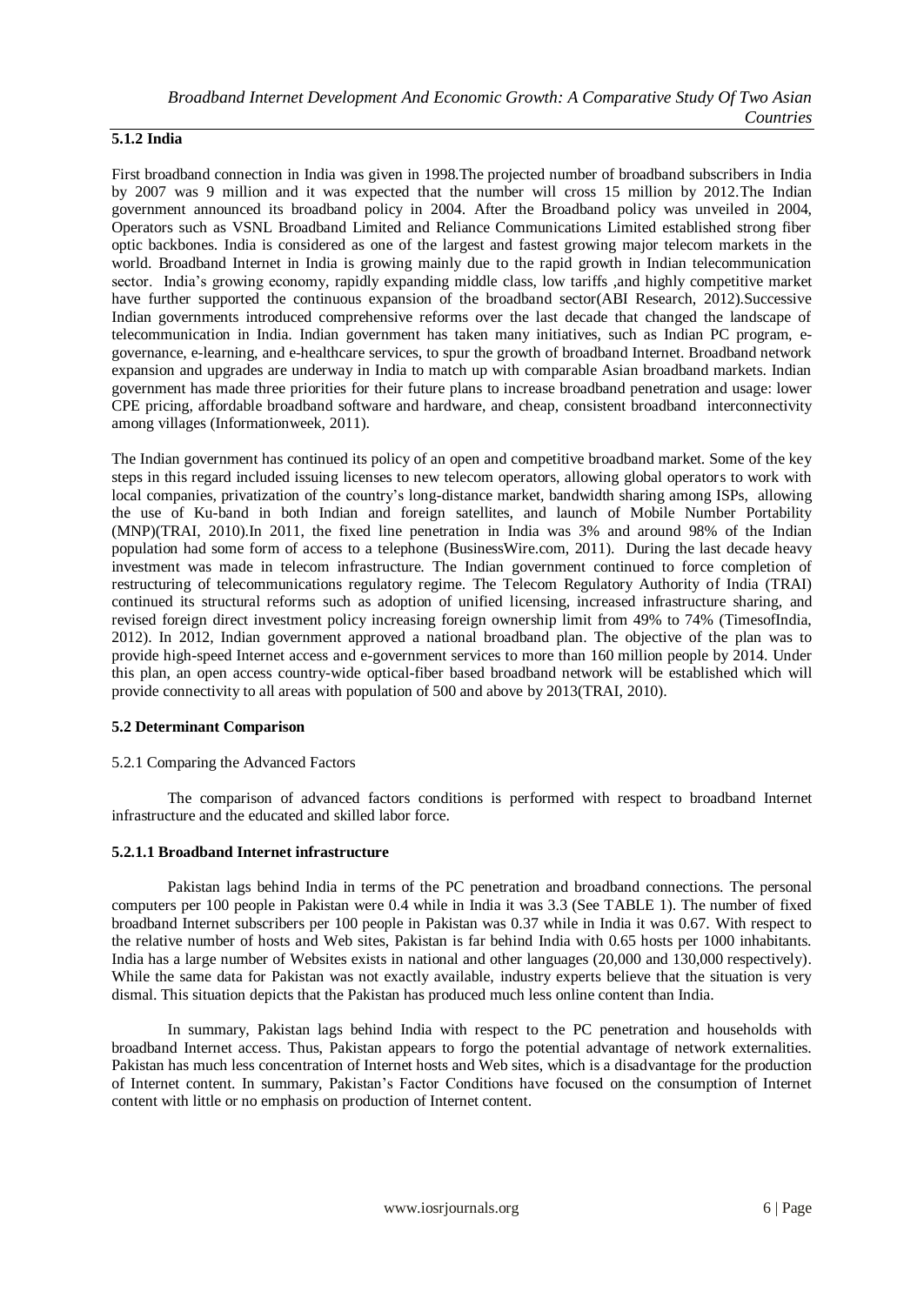### 5.1.2 India

First broadband connection in India was given in 1998.The projected number of broadband subscribers in India by 2007 was 9 million and it was expected that the number will cross 15 million by 2012.The Indian government announced its broadband policy in 2004. After the Broadband policy was unveiled in 2004, Operators such as VSNL Broadband Limited and Reliance Communications Limited established strong fiber optic backbones. India is considered as one of the largest and fastest growing major telecom markets in the world. Broadband Internet in India is growing mainly due to the rapid growth in Indian telecommunication sector. India's growing economy, rapidly expanding middle class, low tariffs ,and highly competitive market have further supported the continuous expansion of the broadband sector(ABI Research, 2012).Successive Indian governments introduced comprehensive reforms over the last decade that changed the landscape of telecommunication in India. Indian government has taken many initiatives, such as Indian PC program, e-governance, e-learning, and e-healthcare services, to spur the growth of broadband Internet. Broadband network expansion and upgrades are underway in India to match up with comparable Asian broadband markets. Indian government has made three priorities for their future plans to increase broadband penetration and usage: lower CPE pricing, affordable broadband software and hardware, and cheap, consistent broadband interconnectivity among villages (Informationweek, 2011).

The Indian government has continued its policy of an open and competitive broadband market. Some of the key steps in this regard included issuing licenses to new telecom operators, allowing global operators to work with local companies, privatization of the country's long-distance market, bandwidth sharing among ISPs, allowing the use of Ku-band in both Indian and foreign satellites, and launch of Mobile Number Portability (MNP)(TRAI, 2010).In 2011, the fixed line penetration in India was 3% and around 98% of the Indian population had some form of access to a telephone (BusinessWire.com, 2011). During the last decade heavy investment was made in telecom infrastructure. The Indian government continued to force completion of restructuring of telecommunications regulatory regime. The Telecom Regulatory Authority of India (TRAI) continued its structural reforms such as adoption of unified licensing, increased infrastructure sharing, and revised foreign direct investment policy increasing foreign ownership limit from 49% to 74% (TimesofIndia, 2012). In 2012, Indian government approved a national broadband plan. The objective of the plan was to provide high-speed Internet access and e-government services to more than 160 million people by 2014. Under this plan, an open access country-wide optical-fiber based broadband network will be established which will provide connectivity to all areas with population of 500 and above by 2013(TRAI, 2010).

### 5.2 Determinant Comparison

5.2.1 Comparing the Advanced Factors

The comparison of advanced factors conditions is performed with respect to broadband Internet infrastructure and the educated and skilled labor force.

#### 5.2.1.1 Broadband Internet infrastructure

Pakistan lags behind India in terms of the PC penetration and broadband connections. The personal computers per 100 people in Pakistan were 0.4 while in India it was 3.3 (See TABLE 1). The number of fixed broadband Internet subscribers per 100 people in Pakistan was 0.37 while in India it was 0.67. With respect to the relative number of hosts and Web sites, Pakistan is far behind India with 0.65 hosts per 1000 inhabitants. India has a large number of Websites exists in national and other languages (20,000 and 130,000 respectively). While the same data for Pakistan was not exactly available, industry experts believe that the situation is very dismal. This situation depicts that the Pakistan has produced much less online content than India.

In summary, Pakistan lags behind India with respect to the PC penetration and households with broadband Internet access. Thus, Pakistan appears to forgo the potential advantage of network externalities. Pakistan has much less concentration of Internet hosts and Web sites, which is a disadvantage for the production of Internet content. In summary, Pakistan's Factor Conditions have focused on the consumption of Internet content with little or no emphasis on production of Internet content.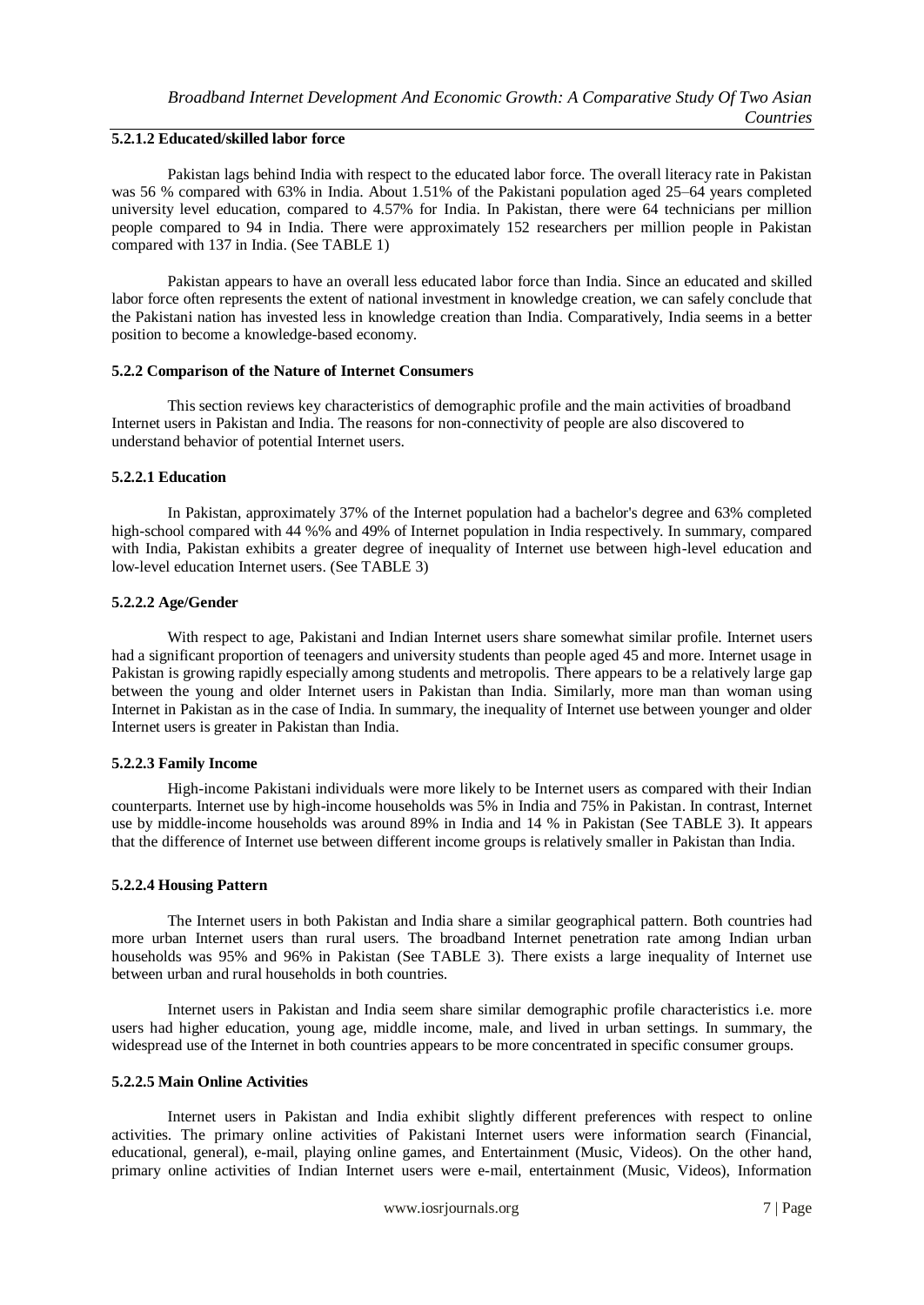#### 5.2.1.2 Educated/skilled labor force

Pakistan lags behind India with respect to the educated labor force. The overall literacy rate in Pakistan was 56 % compared with 63% in India. About 1.51% of the Pakistani population aged 25–64 years completed university level education, compared to 4.57% for India. In Pakistan, there were 64 technicians per million people compared to 94 in India. There were approximately 152 researchers per million people in Pakistan compared with 137 in India. (See TABLE 1)

Pakistan appears to have an overall less educated labor force than India. Since an educated and skilled labor force often represents the extent of national investment in knowledge creation, we can safely conclude that the Pakistani nation has invested less in knowledge creation than India. Comparatively, India seems in a better position to become a knowledge-based economy.

### 5.2.2 Comparison of the Nature of Internet Consumers

This section reviews key characteristics of demographic profile and the main activities of broadband Internet users in Pakistan and India. The reasons for non-connectivity of people are also discovered to understand behavior of potential Internet users.

#### 5.2.2.1 Education

In Pakistan, approximately 37% of the Internet population had a bachelor's degree and 63% completed high-school compared with 44 %% and 49% of Internet population in India respectively. In summary, compared with India, Pakistan exhibits a greater degree of inequality of Internet use between high-level education and low-level education Internet users. (See TABLE 3)

#### 5.2.2.2 Age/Gender

With respect to age, Pakistani and Indian Internet users share somewhat similar profile. Internet users had a significant proportion of teenagers and university students than people aged 45 and more. Internet usage in Pakistan is growing rapidly especially among students and metropolis. There appears to be a relatively large gap between the young and older Internet users in Pakistan than India. Similarly, more man than woman using Internet in Pakistan as in the case of India. In summary, the inequality of Internet use between younger and older Internet users is greater in Pakistan than India.

#### 5.2.2.3 Family Income

High-income Pakistani individuals were more likely to be Internet users as compared with their Indian counterparts. Internet use by high-income households was 5% in India and 75% in Pakistan. In contrast, Internet use by middle-income households was around 89% in India and 14 % in Pakistan (See TABLE 3). It appears that the difference of Internet use between different income groups is relatively smaller in Pakistan than India.

#### 5.2.2.4 Housing Pattern

The Internet users in both Pakistan and India share a similar geographical pattern. Both countries had more urban Internet users than rural users. The broadband Internet penetration rate among Indian urban households was 95% and 96% in Pakistan (See TABLE 3). There exists a large inequality of Internet use between urban and rural households in both countries.

Internet users in Pakistan and India seem share similar demographic profile characteristics i.e. more users had higher education, young age, middle income, male, and lived in urban settings. In summary, the widespread use of the Internet in both countries appears to be more concentrated in specific consumer groups.

#### 5.2.2.5 Main Online Activities

Internet users in Pakistan and India exhibit slightly different preferences with respect to online activities. The primary online activities of Pakistani Internet users were information search (Financial, educational, general), e-mail, playing online games, and Entertainment (Music, Videos). On the other hand, primary online activities of Indian Internet users were e-mail, entertainment (Music, Videos), Information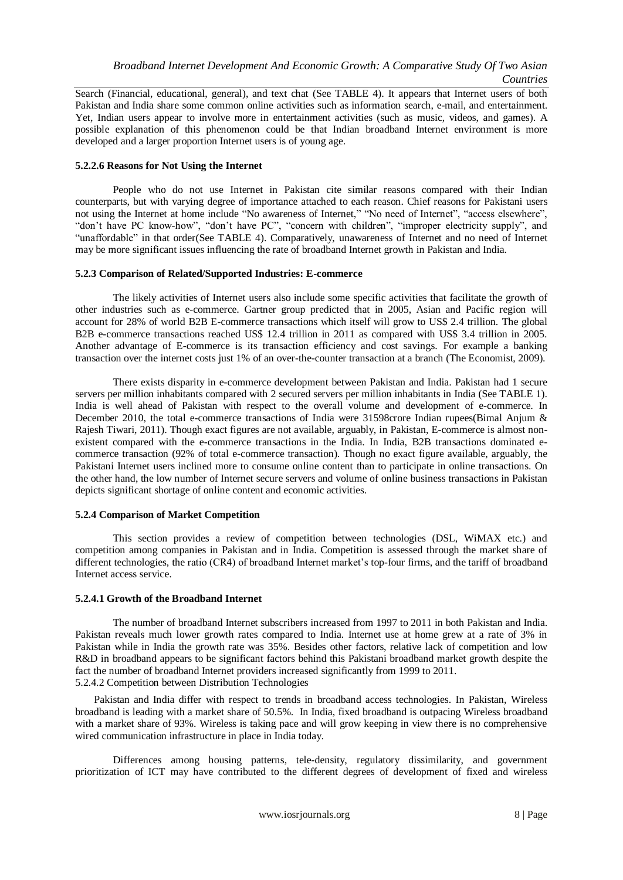Search (Financial, educational, general), and text chat (See TABLE 4). It appears that Internet users of both Pakistan and India share some common online activities such as information search, e-mail, and entertainment. Yet, Indian users appear to involve more in entertainment activities (such as music, videos, and games). A possible explanation of this phenomenon could be that Indian broadband Internet environment is more developed and a larger proportion Internet users is of young age.

#### 5.2.2.6 Reasons for Not Using the Internet

People who do not use Internet in Pakistan cite similar reasons compared with their Indian counterparts, but with varying degree of importance attached to each reason. Chief reasons for Pakistani users not using the Internet at home include "No awareness of Internet," "No need of Internet", "access elsewhere", "don't have PC know-how", "don't have PC", "concern with children", "improper electricity supply", and "unaffordable" in that order(See TABLE 4). Comparatively, unawareness of Internet and no need of Internet may be more significant issues influencing the rate of broadband Internet growth in Pakistan and India.

### 5.2.3 Comparison of Related/Supported Industries: E-commerce

The likely activities of Internet users also include some specific activities that facilitate the growth of other industries such as e-commerce. Gartner group predicted that in 2005, Asian and Pacific region will account for 28% of world B2B E-commerce transactions which itself will grow to US$ 2.4 trillion. The global B2B e-commerce transactions reached US$ 12.4 trillion in 2011 as compared with US$ 3.4 trillion in 2005. Another advantage of E-commerce is its transaction efficiency and cost savings. For example a banking transaction over the internet costs just 1% of an over-the-counter transaction at a branch (The Economist, 2009).

There exists disparity in e-commerce development between Pakistan and India. Pakistan had 1 secure servers per million inhabitants compared with 2 secured servers per million inhabitants in India (See TABLE 1). India is well ahead of Pakistan with respect to the overall volume and development of e-commerce. In December 2010, the total e-commerce transactions of India were 31598crore Indian rupees(Bimal Anjum & Rajesh Tiwari, 2011). Though exact figures are not available, arguably, in Pakistan, E-commerce is almost non-existent compared with the e-commerce transactions in the India. In India, B2B transactions dominated e-commerce transaction (92% of total e-commerce transaction). Though no exact figure available, arguably, the Pakistani Internet users inclined more to consume online content than to participate in online transactions. On the other hand, the low number of Internet secure servers and volume of online business transactions in Pakistan depicts significant shortage of online content and economic activities.

### 5.2.4 Comparison of Market Competition

This section provides a review of competition between technologies (DSL, WiMAX etc.) and competition among companies in Pakistan and in India. Competition is assessed through the market share of different technologies, the ratio (CR4) of broadband Internet market's top-four firms, and the tariff of broadband Internet access service.

#### 5.2.4.1 Growth of the Broadband Internet

The number of broadband Internet subscribers increased from 1997 to 2011 in both Pakistan and India. Pakistan reveals much lower growth rates compared to India. Internet use at home grew at a rate of 3% in Pakistan while in India the growth rate was 35%. Besides other factors, relative lack of competition and low R&D in broadband appears to be significant factors behind this Pakistani broadband market growth despite the fact the number of broadband Internet providers increased significantly from 1999 to 2011.

#### 5.2.4.2 Competition between Distribution Technologies

Pakistan and India differ with respect to trends in broadband access technologies. In Pakistan, Wireless broadband is leading with a market share of 50.5%. In India, fixed broadband is outpacing Wireless broadband with a market share of 93%. Wireless is taking pace and will grow keeping in view there is no comprehensive wired communication infrastructure in place in India today.

Differences among housing patterns, tele-density, regulatory dissimilarity, and government prioritization of ICT may have contributed to the different degrees of development of fixed and wireless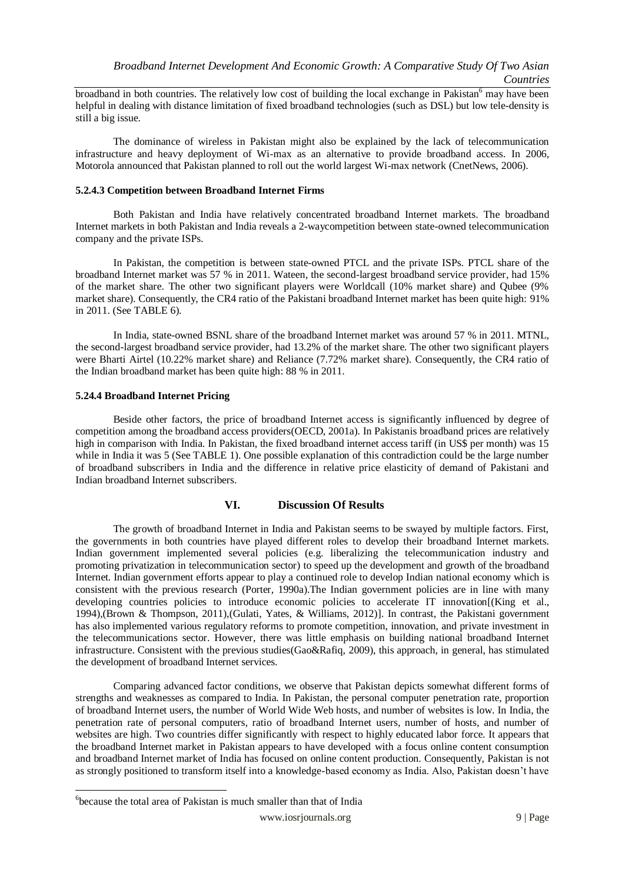broadband in both countries. The relatively low cost of building the local exchange in Pakistan[6] may have been helpful in dealing with distance limitation of fixed broadband technologies (such as DSL) but low tele-density is still a big issue.

The dominance of wireless in Pakistan might also be explained by the lack of telecommunication infrastructure and heavy deployment of Wi-max as an alternative to provide broadband access. In 2006, Motorola announced that Pakistan planned to roll out the world largest Wi-max network (CnetNews, 2006).

#### 5.2.4.3 Competition between Broadband Internet Firms

Both Pakistan and India have relatively concentrated broadband Internet markets. The broadband Internet markets in both Pakistan and India reveals a 2-waycompetition between state-owned telecommunication company and the private ISPs.

In Pakistan, the competition is between state-owned PTCL and the private ISPs. PTCL share of the broadband Internet market was 57 % in 2011. Wateen, the second-largest broadband service provider, had 15% of the market share. The other two significant players were Worldcall (10% market share) and Qubee (9% market share). Consequently, the CR4 ratio of the Pakistani broadband Internet market has been quite high: 91% in 2011. (See TABLE 6).

In India, state-owned BSNL share of the broadband Internet market was around 57 % in 2011. MTNL, the second-largest broadband service provider, had 13.2% of the market share. The other two significant players were Bharti Airtel (10.22% market share) and Reliance (7.72% market share). Consequently, the CR4 ratio of the Indian broadband market has been quite high: 88 % in 2011.

#### 5.24.4 Broadband Internet Pricing

Beside other factors, the price of broadband Internet access is significantly influenced by degree of competition among the broadband access providers(OECD, 2001a). In Pakistanis broadband prices are relatively high in comparison with India. In Pakistan, the fixed broadband internet access tariff (in US$ per month) was 15 while in India it was 5 (See TABLE 1). One possible explanation of this contradiction could be the large number of broadband subscribers in India and the difference in relative price elasticity of demand of Pakistani and Indian broadband Internet subscribers.

## VI. Discussion Of Results

The growth of broadband Internet in India and Pakistan seems to be swayed by multiple factors. First, the governments in both countries have played different roles to develop their broadband Internet markets. Indian government implemented several policies (e.g. liberalizing the telecommunication industry and promoting privatization in telecommunication sector) to speed up the development and growth of the broadband Internet. Indian government efforts appear to play a continued role to develop Indian national economy which is consistent with the previous research (Porter, 1990a).The Indian government policies are in line with many developing countries policies to introduce economic policies to accelerate IT innovation[(King et al., 1994),(Brown & Thompson, 2011),(Gulati, Yates, & Williams, 2012)]. In contrast, the Pakistani government has also implemented various regulatory reforms to promote competition, innovation, and private investment in the telecommunications sector. However, there was little emphasis on building national broadband Internet infrastructure. Consistent with the previous studies(Gao&Rafiq, 2009), this approach, in general, has stimulated the development of broadband Internet services.

Comparing advanced factor conditions, we observe that Pakistan depicts somewhat different forms of strengths and weaknesses as compared to India. In Pakistan, the personal computer penetration rate, proportion of broadband Internet users, the number of World Wide Web hosts, and number of websites is low. In India, the penetration rate of personal computers, ratio of broadband Internet users, number of hosts, and number of websites are high. Two countries differ significantly with respect to highly educated labor force. It appears that the broadband Internet market in Pakistan appears to have developed with a focus online content consumption and broadband Internet market of India has focused on online content production. Consequently, Pakistan is not as strongly positioned to transform itself into a knowledge-based economy as India. Also, Pakistan doesn't have

[6] because the total area of Pakistan is much smaller than that of India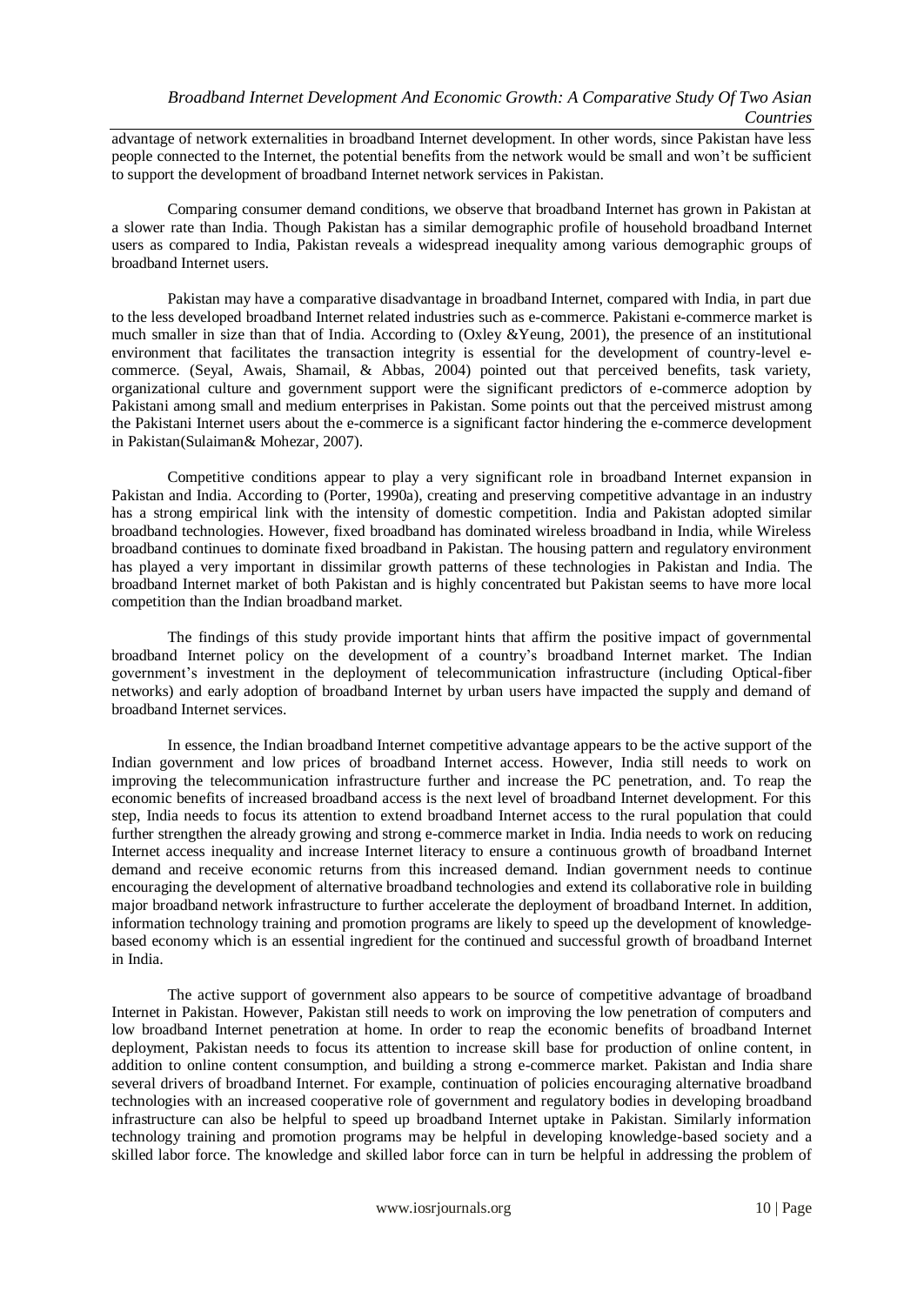advantage of network externalities in broadband Internet development. In other words, since Pakistan have less people connected to the Internet, the potential benefits from the network would be small and won't be sufficient to support the development of broadband Internet network services in Pakistan.

Comparing consumer demand conditions, we observe that broadband Internet has grown in Pakistan at a slower rate than India. Though Pakistan has a similar demographic profile of household broadband Internet users as compared to India, Pakistan reveals a widespread inequality among various demographic groups of broadband Internet users.

Pakistan may have a comparative disadvantage in broadband Internet, compared with India, in part due to the less developed broadband Internet related industries such as e-commerce. Pakistani e-commerce market is much smaller in size than that of India. According to (Oxley &Yeung, 2001), the presence of an institutional environment that facilitates the transaction integrity is essential for the development of country-level e-commerce. (Seyal, Awais, Shamail, & Abbas, 2004) pointed out that perceived benefits, task variety, organizational culture and government support were the significant predictors of e-commerce adoption by Pakistani among small and medium enterprises in Pakistan. Some points out that the perceived mistrust among the Pakistani Internet users about the e-commerce is a significant factor hindering the e-commerce development in Pakistan(Sulaiman& Mohezar, 2007).

Competitive conditions appear to play a very significant role in broadband Internet expansion in Pakistan and India. According to (Porter, 1990a), creating and preserving competitive advantage in an industry has a strong empirical link with the intensity of domestic competition. India and Pakistan adopted similar broadband technologies. However, fixed broadband has dominated wireless broadband in India, while Wireless broadband continues to dominate fixed broadband in Pakistan. The housing pattern and regulatory environment has played a very important in dissimilar growth patterns of these technologies in Pakistan and India. The broadband Internet market of both Pakistan and is highly concentrated but Pakistan seems to have more local competition than the Indian broadband market.

The findings of this study provide important hints that affirm the positive impact of governmental broadband Internet policy on the development of a country's broadband Internet market. The Indian government's investment in the deployment of telecommunication infrastructure (including Optical-fiber networks) and early adoption of broadband Internet by urban users have impacted the supply and demand of broadband Internet services.

In essence, the Indian broadband Internet competitive advantage appears to be the active support of the Indian government and low prices of broadband Internet access. However, India still needs to work on improving the telecommunication infrastructure further and increase the PC penetration, and. To reap the economic benefits of increased broadband access is the next level of broadband Internet development. For this step, India needs to focus its attention to extend broadband Internet access to the rural population that could further strengthen the already growing and strong e-commerce market in India. India needs to work on reducing Internet access inequality and increase Internet literacy to ensure a continuous growth of broadband Internet demand and receive economic returns from this increased demand. Indian government needs to continue encouraging the development of alternative broadband technologies and extend its collaborative role in building major broadband network infrastructure to further accelerate the deployment of broadband Internet. In addition, information technology training and promotion programs are likely to speed up the development of knowledge-based economy which is an essential ingredient for the continued and successful growth of broadband Internet in India.

The active support of government also appears to be source of competitive advantage of broadband Internet in Pakistan. However, Pakistan still needs to work on improving the low penetration of computers and low broadband Internet penetration at home. In order to reap the economic benefits of broadband Internet deployment, Pakistan needs to focus its attention to increase skill base for production of online content, in addition to online content consumption, and building a strong e-commerce market. Pakistan and India share several drivers of broadband Internet. For example, continuation of policies encouraging alternative broadband technologies with an increased cooperative role of government and regulatory bodies in developing broadband infrastructure can also be helpful to speed up broadband Internet uptake in Pakistan. Similarly information technology training and promotion programs may be helpful in developing knowledge-based society and a skilled labor force. The knowledge and skilled labor force can in turn be helpful in addressing the problem of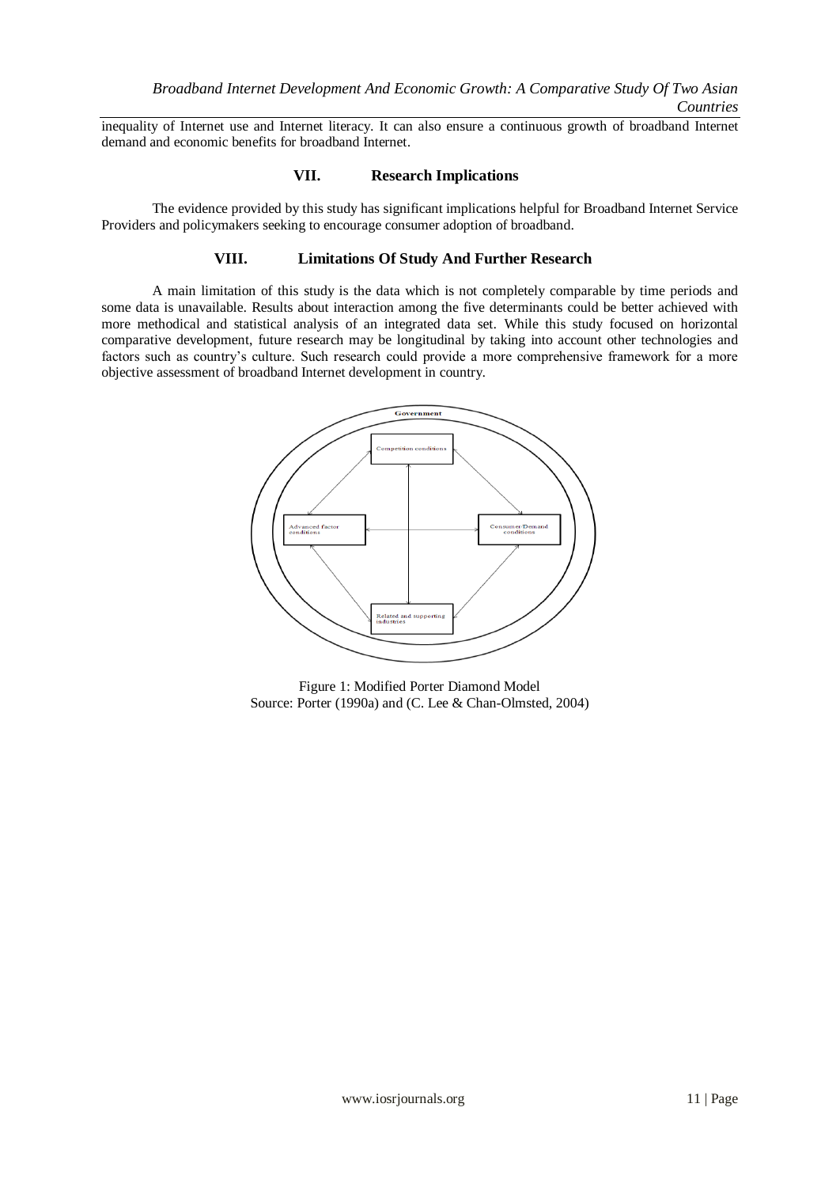inequality of Internet use and Internet literacy. It can also ensure a continuous growth of broadband Internet demand and economic benefits for broadband Internet.

## VII. Research Implications

The evidence provided by this study has significant implications helpful for Broadband Internet Service Providers and policymakers seeking to encourage consumer adoption of broadband.

## VIII. Limitations Of Study And Further Research

A main limitation of this study is the data which is not completely comparable by time periods and some data is unavailable. Results about interaction among the five determinants could be better achieved with more methodical and statistical analysis of an integrated data set. While this study focused on horizontal comparative development, future research may be longitudinal by taking into account other technologies and factors such as country's culture. Such research could provide a more comprehensive framework for a more objective assessment of broadband Internet development in country.

Government

Competition conditions

Advanced factor conditions

Consumer/Demand conditions

Related and supporting industries

Figure 1: Modified Porter Diamond Model
Source: Porter (1990a) and (C. Lee & Chan-Olmsted, 2004)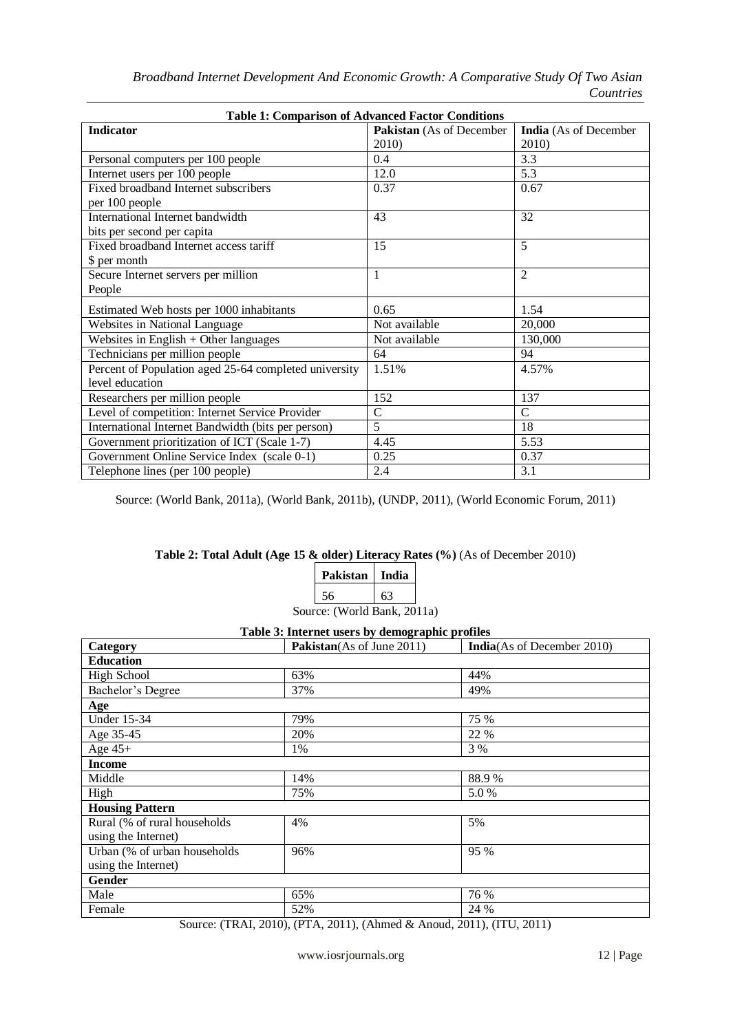**Table 1: Comparison of Advanced Factor Conditions**

| Indicator | **Pakistan** (As of December 2010) | **India** (As of December 2010) |
|---|---|---|
| Personal computers per 100 people | 0.4 | 3.3 |
| Internet users per 100 people | 12.0 | 5.3 |
| Fixed broadband Internet subscribers per 100 people | 0.37 | 0.67 |
| International Internet bandwidth bits per second per capita | 43 | 32 |
| Fixed broadband Internet access tariff $ per month | 15 | 5 |
| Secure Internet servers per million People | 1 | 2 |
| Estimated Web hosts per 1000 inhabitants | 0.65 | 1.54 |
| Websites in National Language | Not available | 20,000 |
| Websites in English + Other languages | Not available | 130,000 |
| Technicians per million people | 64 | 94 |
| Percent of Population aged 25-64 completed university level education | 1.51% | 4.57% |
| Researchers per million people | 152 | 137 |
| Level of competition: Internet Service Provider | C | C |
| International Internet Bandwidth (bits per person) | 5 | 18 |
| Government prioritization of ICT (Scale 1-7) | 4.45 | 5.53 |
| Government Online Service Index (scale 0-1) | 0.25 | 0.37 |
| Telephone lines (per 100 people) | 2.4 | 3.1 |

Source: (World Bank, 2011a), (World Bank, 2011b), (UNDP, 2011), (World Economic Forum, 2011)

**Table 2: Total Adult (Age 15 & older) Literacy Rates (%)** (As of December 2010)

| Pakistan | India |
|---|---|
| 56 | 63 |

Source: (World Bank, 2011a)

**Table 3: Internet users by demographic profiles**

| Category | **Pakistan**(As of June 2011) | **India**(As of December 2010) |
|---|---|---|
| **Education** | | |
| High School | 63% | 44% |
| Bachelor's Degree | 37% | 49% |
| **Age** | | |
| Under 15-34 | 79% | 75 % |
| Age 35-45 | 20% | 22 % |
| Age 45+ | 1% | 3 % |
| **Income** | | |
| Middle | 14% | 88.9 % |
| High | 75% | 5.0 % |
| **Housing Pattern** | | |
| Rural (% of rural households using the Internet) | 4% | 5% |
| Urban (% of urban households using the Internet) | 96% | 95 % |
| **Gender** | | |
| Male | 65% | 76 % |
| Female | 52% | 24 % |

Source: (TRAI, 2010), (PTA, 2011), (Ahmed & Anoud, 2011), (ITU, 2011)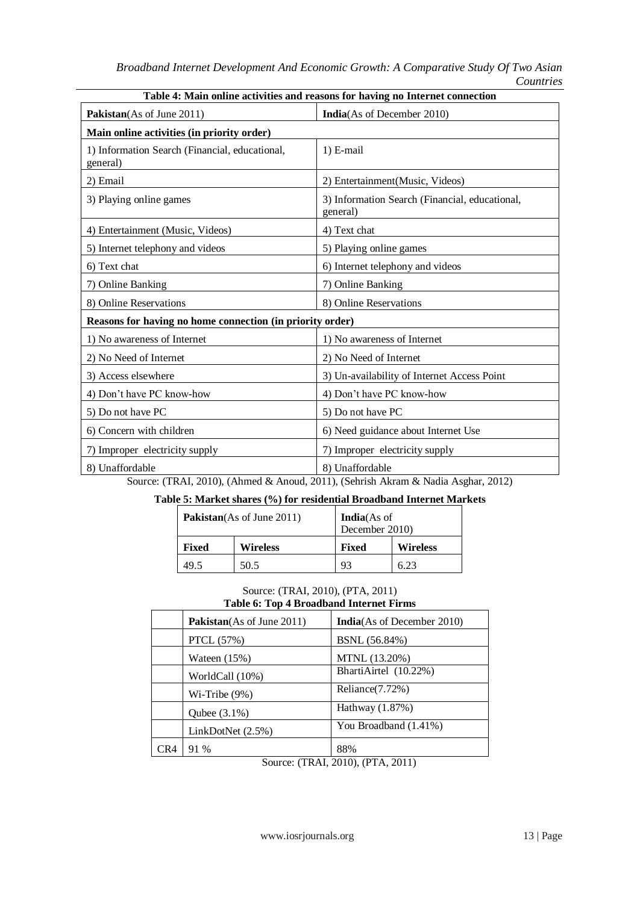**Table 4: Main online activities and reasons for having no Internet connection**

| **Pakistan**(As of June 2011) | **India**(As of December 2010) |
|---|---|
| **Main online activities (in priority order)** | |
| 1) Information Search (Financial, educational, general) | 1) E-mail |
| 2) Email | 2) Entertainment(Music, Videos) |
| 3) Playing online games | 3) Information Search (Financial, educational, general) |
| 4) Entertainment (Music, Videos) | 4) Text chat |
| 5) Internet telephony and videos | 5) Playing online games |
| 6) Text chat | 6) Internet telephony and videos |
| 7) Online Banking | 7) Online Banking |
| 8) Online Reservations | 8) Online Reservations |
| **Reasons for having no home connection (in priority order)** | |
| 1) No awareness of Internet | 1) No awareness of Internet |
| 2) No Need of Internet | 2) No Need of Internet |
| 3) Access elsewhere | 3) Un-availability of Internet Access Point |
| 4) Don't have PC know-how | 4) Don't have PC know-how |
| 5) Do not have PC | 5) Do not have PC |
| 6) Concern with children | 6) Need guidance about Internet Use |
| 7) Improper electricity supply | 7) Improper electricity supply |
| 8) Unaffordable | 8) Unaffordable |

Source: (TRAI, 2010), (Ahmed & Anoud, 2011), (Sehrish Akram & Nadia Asghar, 2012)

**Table 5: Market shares (%) for residential Broadband Internet Markets**

| **Pakistan**(As of June 2011) | | **India**(As of December 2010) | |
|---|---|---|---|
| **Fixed** | **Wireless** | **Fixed** | **Wireless** |
| 49.5 | 50.5 | 93 | 6.23 |

Source: (TRAI, 2010), (PTA, 2011)

**Table 6: Top 4 Broadband Internet Firms**

| | **Pakistan**(As of June 2011) | **India**(As of December 2010) |
|---|---|---|
| | PTCL (57%) | BSNL (56.84%) |
| | Wateen (15%) | MTNL (13.20%) |
| | WorldCall (10%) | BhartiAirtel (10.22%) |
| | Wi-Tribe (9%) | Reliance(7.72%) |
| | Qubee (3.1%) | Hathway (1.87%) |
| | LinkDotNet (2.5%) | You Broadband (1.41%) |
| CR4 | 91 % | 88% |

Source: (TRAI, 2010), (PTA, 2011)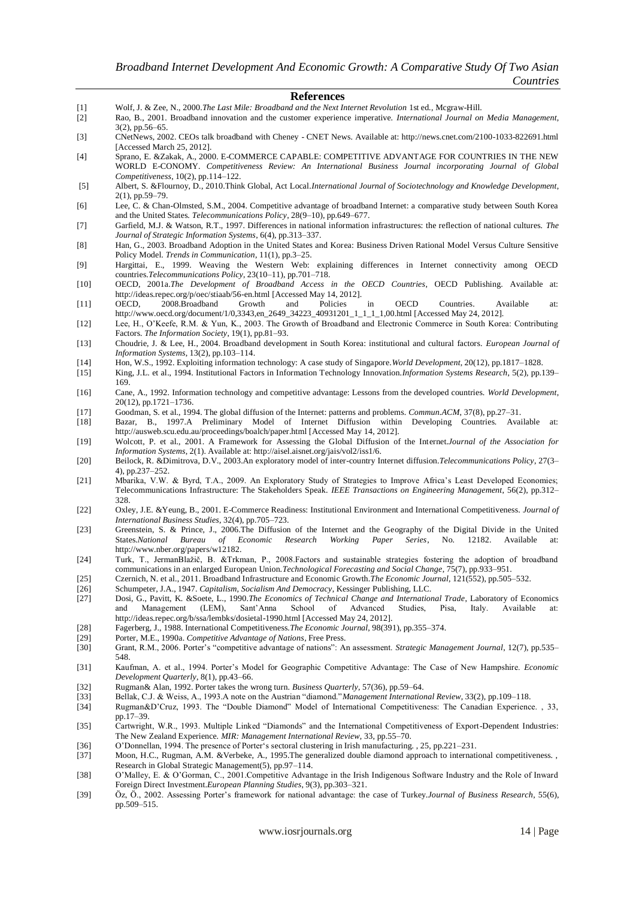## References

[1] Wolf, J. & Zee, N., 2000.*The Last Mile: Broadband and the Next Internet Revolution* 1st ed., Mcgraw-Hill.

[2] Rao, B., 2001. Broadband innovation and the customer experience imperative. *International Journal on Media Management*, 3(2), pp.56–65.

[3] CNetNews, 2002. CEOs talk broadband with Cheney - CNET News. Available at: http://news.cnet.com/2100-1033-822691.html [Accessed March 25, 2012].

[4] Sprano, E. &Zakak, A., 2000. E-COMMERCE CAPABLE: COMPETITIVE ADVANTAGE FOR COUNTRIES IN THE NEW WORLD E-CONOMY. *Competitiveness Review: An International Business Journal incorporating Journal of Global Competitiveness*, 10(2), pp.114–122.

[5] Albert, S. &Flournoy, D., 2010.Think Global, Act Local.*International Journal of Sociotechnology and Knowledge Development*, 2(1), pp.59–79.

[6] Lee, C. & Chan-Olmsted, S.M., 2004. Competitive advantage of broadband Internet: a comparative study between South Korea and the United States. *Telecommunications Policy*, 28(9–10), pp.649–677.

[7] Garfield, M.J. & Watson, R.T., 1997. Differences in national information infrastructures: the reflection of national cultures. *The Journal of Strategic Information Systems*, 6(4), pp.313–337.

[8] Han, G., 2003. Broadband Adoption in the United States and Korea: Business Driven Rational Model Versus Culture Sensitive Policy Model. *Trends in Communication*, 11(1), pp.3–25.

[9] Hargittai, E., 1999. Weaving the Western Web: explaining differences in Internet connectivity among OECD countries.*Telecommunications Policy*, 23(10–11), pp.701–718.

[10] OECD, 2001a.*The Development of Broadband Access in the OECD Countries*, OECD Publishing. Available at: http://ideas.repec.org/p/oec/stiaab/56-en.html [Accessed May 14, 2012].

[11] OECD, 2008.Broadband Growth and Policies in OECD Countries. Available at: http://www.oecd.org/document/1/0,3343,en_2649_34223_40931201_1_1_1_1,00.html [Accessed May 24, 2012].

[12] Lee, H., O'Keefe, R.M. & Yun, K., 2003. The Growth of Broadband and Electronic Commerce in South Korea: Contributing Factors. *The Information Society*, 19(1), pp.81–93.

[13] Choudrie, J. & Lee, H., 2004. Broadband development in South Korea: institutional and cultural factors. *European Journal of Information Systems*, 13(2), pp.103–114.

[14] Hon, W.S., 1992. Exploiting information technology: A case study of Singapore.*World Development*, 20(12), pp.1817–1828.

[15] King, J.L. et al., 1994. Institutional Factors in Information Technology Innovation.*Information Systems Research*, 5(2), pp.139–169.

[16] Cane, A., 1992. Information technology and competitive advantage: Lessons from the developed countries. *World Development*, 20(12), pp.1721–1736.

[17] Goodman, S. et al., 1994. The global diffusion of the Internet: patterns and problems. *Commun.ACM*, 37(8), pp.27–31.

[18] Bazar, B., 1997.A Preliminary Model of Internet Diffusion within Developing Countries. Available at: http://ausweb.scu.edu.au/proceedings/boalch/paper.html [Accessed May 14, 2012].

[19] Wolcott, P. et al., 2001. A Framework for Assessing the Global Diffusion of the Internet.*Journal of the Association for Information Systems*, 2(1). Available at: http://aisel.aisnet.org/jais/vol2/iss1/6.

[20] Beilock, R. &Dimitrova, D.V., 2003.An exploratory model of inter-country Internet diffusion.*Telecommunications Policy*, 27(3–4), pp.237–252.

[21] Mbarika, V.W. & Byrd, T.A., 2009. An Exploratory Study of Strategies to Improve Africa's Least Developed Economies; Telecommunications Infrastructure: The Stakeholders Speak. *IEEE Transactions on Engineering Management*, 56(2), pp.312–328.

[22] Oxley, J.E. &Yeung, B., 2001. E-Commerce Readiness: Institutional Environment and International Competitiveness. *Journal of International Business Studies*, 32(4), pp.705–723.

[23] Greenstein, S. & Prince, J., 2006.The Diffusion of the Internet and the Geography of the Digital Divide in the United States.*National Bureau of Economic Research Working Paper Series*, No. 12182. Available at: http://www.nber.org/papers/w12182.

[24] Turk, T., JermanBlažič, B. &Trkman, P., 2008.Factors and sustainable strategies fostering the adoption of broadband communications in an enlarged European Union.*Technological Forecasting and Social Change*, 75(7), pp.933–951.

[25] Czernich, N. et al., 2011. Broadband Infrastructure and Economic Growth.*The Economic Journal*, 121(552), pp.505–532.

[26] Schumpeter, J.A., 1947. *Capitalism, Socialism And Democracy*, Kessinger Publishing, LLC.

[27] Dosi, G., Pavitt, K. &Soete, L., 1990.*The Economics of Technical Change and International Trade*, Laboratory of Economics and Management (LEM), Sant'Anna School of Advanced Studies, Pisa, Italy. Available at: http://ideas.repec.org/b/ssa/lembks/dosietal-1990.html [Accessed May 24, 2012].

[28] Fagerberg, J., 1988. International Competitiveness.*The Economic Journal*, 98(391), pp.355–374.

[29] Porter, M.E., 1990a. *Competitive Advantage of Nations*, Free Press.

[30] Grant, R.M., 2006. Porter's "competitive advantage of nations": An assessment. *Strategic Management Journal*, 12(7), pp.535–548.

[31] Kaufman, A. et al., 1994. Porter's Model for Geographic Competitive Advantage: The Case of New Hampshire. *Economic Development Quarterly*, 8(1), pp.43–66.

[32] Rugman& Alan, 1992. Porter takes the wrong turn. *Business Quarterly*, 57(36), pp.59–64.

[33] Bellak, C.J. & Weiss, A., 1993.A note on the Austrian "diamond."*Management International Review*, 33(2), pp.109–118.

[34] Rugman&D'Cruz, 1993. The "Double Diamond" Model of International Competitiveness: The Canadian Experience. , 33, pp.17–39.

[35] Cartwright, W.R., 1993. Multiple Linked "Diamonds" and the International Competitiveness of Export-Dependent Industries: The New Zealand Experience. *MIR: Management International Review*, 33, pp.55–70.

[36] O'Donnellan, 1994. The presence of Porter's sectoral clustering in Irish manufacturing. , 25, pp.221–231.

[37] Moon, H.C., Rugman, A.M. &Verbeke, A., 1995.The generalized double diamond approach to international competitiveness. , Research in Global Strategic Management(5), pp.97–114.

[38] O'Malley, E. & O'Gorman, C., 2001.Competitive Advantage in the Irish Indigenous Software Industry and the Role of Inward Foreign Direct Investment.*European Planning Studies*, 9(3), pp.303–321.

[39] Öz, Ö., 2002. Assessing Porter's framework for national advantage: the case of Turkey.*Journal of Business Research*, 55(6), pp.509–515.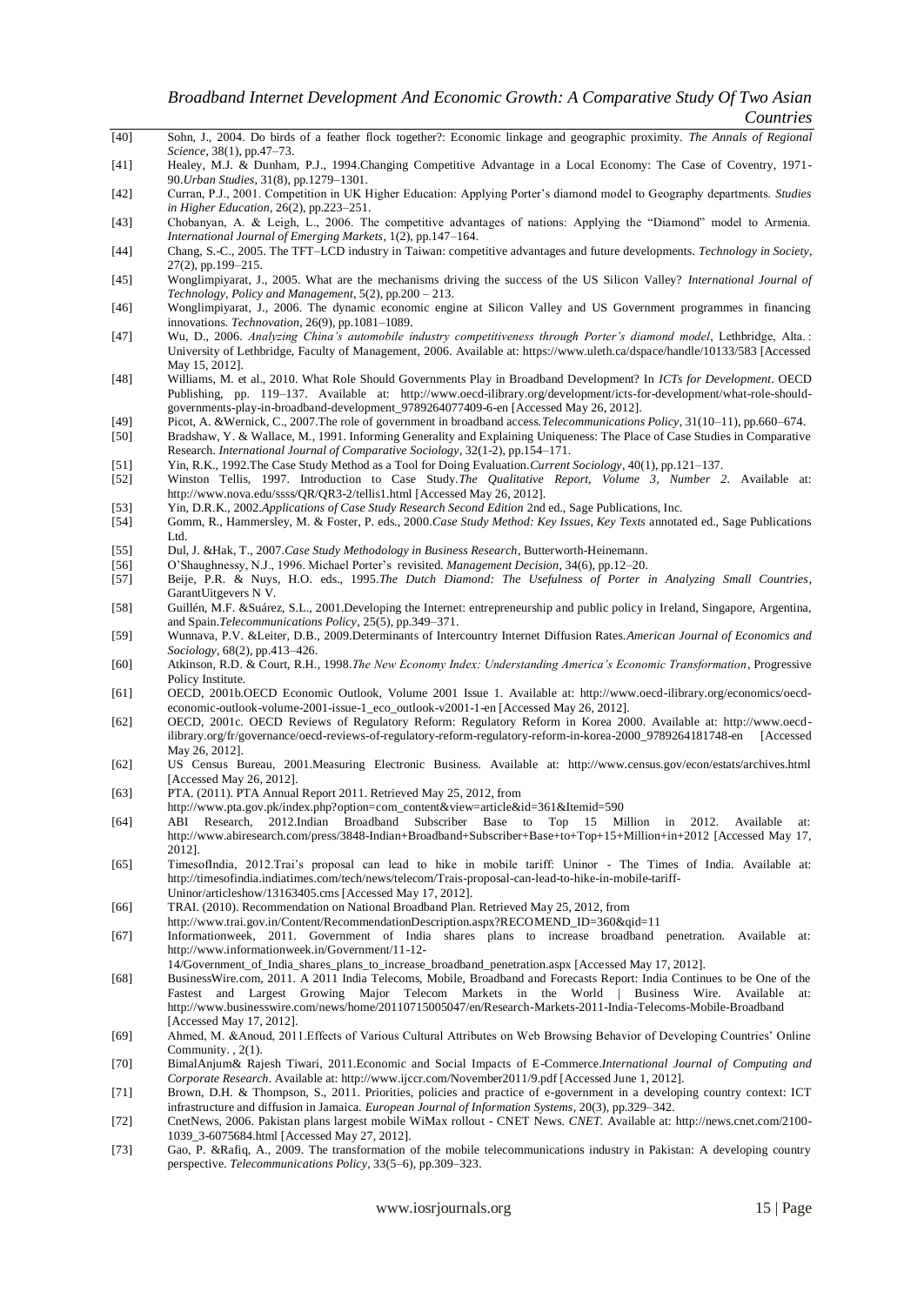[40] Sohn, J., 2004. Do birds of a feather flock together?: Economic linkage and geographic proximity. *The Annals of Regional Science*, 38(1), pp.47–73.

[41] Healey, M.J. & Dunham, P.J., 1994.Changing Competitive Advantage in a Local Economy: The Case of Coventry, 1971-90.*Urban Studies*, 31(8), pp.1279–1301.

[42] Curran, P.J., 2001. Competition in UK Higher Education: Applying Porter's diamond model to Geography departments. *Studies in Higher Education*, 26(2), pp.223–251.

[43] Chobanyan, A. & Leigh, L., 2006. The competitive advantages of nations: Applying the "Diamond" model to Armenia. *International Journal of Emerging Markets*, 1(2), pp.147–164.

[44] Chang, S.-C., 2005. The TFT–LCD industry in Taiwan: competitive advantages and future developments. *Technology in Society*, 27(2), pp.199–215.

[45] Wonglimpiyarat, J., 2005. What are the mechanisms driving the success of the US Silicon Valley? *International Journal of Technology, Policy and Management*, 5(2), pp.200 – 213.

[46] Wonglimpiyarat, J., 2006. The dynamic economic engine at Silicon Valley and US Government programmes in financing innovations. *Technovation*, 26(9), pp.1081–1089.

[47] Wu, D., 2006. *Analyzing China's automobile industry competitiveness through Porter's diamond model*, Lethbridge, Alta. : University of Lethbridge, Faculty of Management, 2006. Available at: https://www.uleth.ca/dspace/handle/10133/583 [Accessed May 15, 2012].

[48] Williams, M. et al., 2010. What Role Should Governments Play in Broadband Development? In *ICTs for Development*. OECD Publishing, pp. 119–137. Available at: http://www.oecd-ilibrary.org/development/icts-for-development/what-role-should-governments-play-in-broadband-development_9789264077409-6-en [Accessed May 26, 2012].

[49] Picot, A. &Wernick, C., 2007.The role of government in broadband access.*Telecommunications Policy*, 31(10–11), pp.660–674.

[50] Bradshaw, Y. & Wallace, M., 1991. Informing Generality and Explaining Uniqueness: The Place of Case Studies in Comparative Research. *International Journal of Comparative Sociology*, 32(1-2), pp.154–171.

[51] Yin, R.K., 1992.The Case Study Method as a Tool for Doing Evaluation.*Current Sociology*, 40(1), pp.121–137.

[52] Winston Tellis, 1997. Introduction to Case Study.*The Qualitative Report, Volume 3, Number 2*. Available at: http://www.nova.edu/ssss/QR/QR3-2/tellis1.html [Accessed May 26, 2012].

[53] Yin, D.R.K., 2002.*Applications of Case Study Research Second Edition* 2nd ed., Sage Publications, Inc.

[54] Gomm, R., Hammersley, M. & Foster, P. eds., 2000.*Case Study Method: Key Issues, Key Texts* annotated ed., Sage Publications Ltd.

[55] Dul, J. &Hak, T., 2007.*Case Study Methodology in Business Research*, Butterworth-Heinemann.

[56] O'Shaughnessy, N.J., 1996. Michael Porter's revisited. *Management Decision*, 34(6), pp.12–20.

[57] Beije, P.R. & Nuys, H.O. eds., 1995.*The Dutch Diamond: The Usefulness of Porter in Analyzing Small Countries*, GarantUitgevers N V.

[58] Guillén, M.F. &Suárez, S.L., 2001.Developing the Internet: entrepreneurship and public policy in Ireland, Singapore, Argentina, and Spain.*Telecommunications Policy*, 25(5), pp.349–371.

[59] Wunnava, P.V. &Leiter, D.B., 2009.Determinants of Intercountry Internet Diffusion Rates.*American Journal of Economics and Sociology*, 68(2), pp.413–426.

[60] Atkinson, R.D. & Court, R.H., 1998.*The New Economy Index: Understanding America's Economic Transformation*, Progressive Policy Institute.

[61] OECD, 2001b.OECD Economic Outlook, Volume 2001 Issue 1. Available at: http://www.oecd-ilibrary.org/economics/oecd-economic-outlook-volume-2001-issue-1_eco_outlook-v2001-1-en [Accessed May 26, 2012].

[62] OECD, 2001c. OECD Reviews of Regulatory Reform: Regulatory Reform in Korea 2000. Available at: http://www.oecd-ilibrary.org/fr/governance/oecd-reviews-of-regulatory-reform-regulatory-reform-in-korea-2000_9789264181748-en [Accessed May 26, 2012].

[62] US Census Bureau, 2001.Measuring Electronic Business. Available at: http://www.census.gov/econ/estats/archives.html [Accessed May 26, 2012].

[63] PTA. (2011). PTA Annual Report 2011. Retrieved May 25, 2012, from http://www.pta.gov.pk/index.php?option=com_content&view=article&id=361&Itemid=590

[64] ABI Research, 2012.Indian Broadband Subscriber Base to Top 15 Million in 2012. Available at: http://www.abiresearch.com/press/3848-Indian+Broadband+Subscriber+Base+to+Top+15+Million+in+2012 [Accessed May 17, 2012].

[65] TimesofIndia, 2012.Trai's proposal can lead to hike in mobile tariff: Uninor - The Times of India. Available at: http://timesofindia.indiatimes.com/tech/news/telecom/Trais-proposal-can-lead-to-hike-in-mobile-tariff-Uninor/articleshow/13163405.cms [Accessed May 17, 2012].

[66] TRAI. (2010). Recommendation on National Broadband Plan. Retrieved May 25, 2012, from http://www.trai.gov.in/Content/RecommendationDescription.aspx?RECOMEND_ID=360&qid=11

[67] Informationweek, 2011. Government of India shares plans to increase broadband penetration. Available at: http://www.informationweek.in/Government/11-12-14/Government_of_India_shares_plans_to_increase_broadband_penetration.aspx [Accessed May 17, 2012].

[68] BusinessWire.com, 2011. A 2011 India Telecoms, Mobile, Broadband and Forecasts Report: India Continues to be One of the Fastest and Largest Growing Major Telecom Markets in the World | Business Wire. Available at: http://www.businesswire.com/news/home/20110715005047/en/Research-Markets-2011-India-Telecoms-Mobile-Broadband [Accessed May 17, 2012].

[69] Ahmed, M. &Anoud, 2011.Effects of Various Cultural Attributes on Web Browsing Behavior of Developing Countries' Online Community. , 2(1).

[70] BimalAnjum& Rajesh Tiwari, 2011.Economic and Social Impacts of E-Commerce.*International Journal of Computing and Corporate Research*. Available at: http://www.ijccr.com/November2011/9.pdf [Accessed June 1, 2012].

[71] Brown, D.H. & Thompson, S., 2011. Priorities, policies and practice of e-government in a developing country context: ICT infrastructure and diffusion in Jamaica. *European Journal of Information Systems*, 20(3), pp.329–342.

[72] CnetNews, 2006. Pakistan plans largest mobile WiMax rollout - CNET News. *CNET*. Available at: http://news.cnet.com/2100-1039_3-6075684.html [Accessed May 27, 2012].

[73] Gao, P. &Rafiq, A., 2009. The transformation of the mobile telecommunications industry in Pakistan: A developing country perspective. *Telecommunications Policy*, 33(5–6), pp.309–323.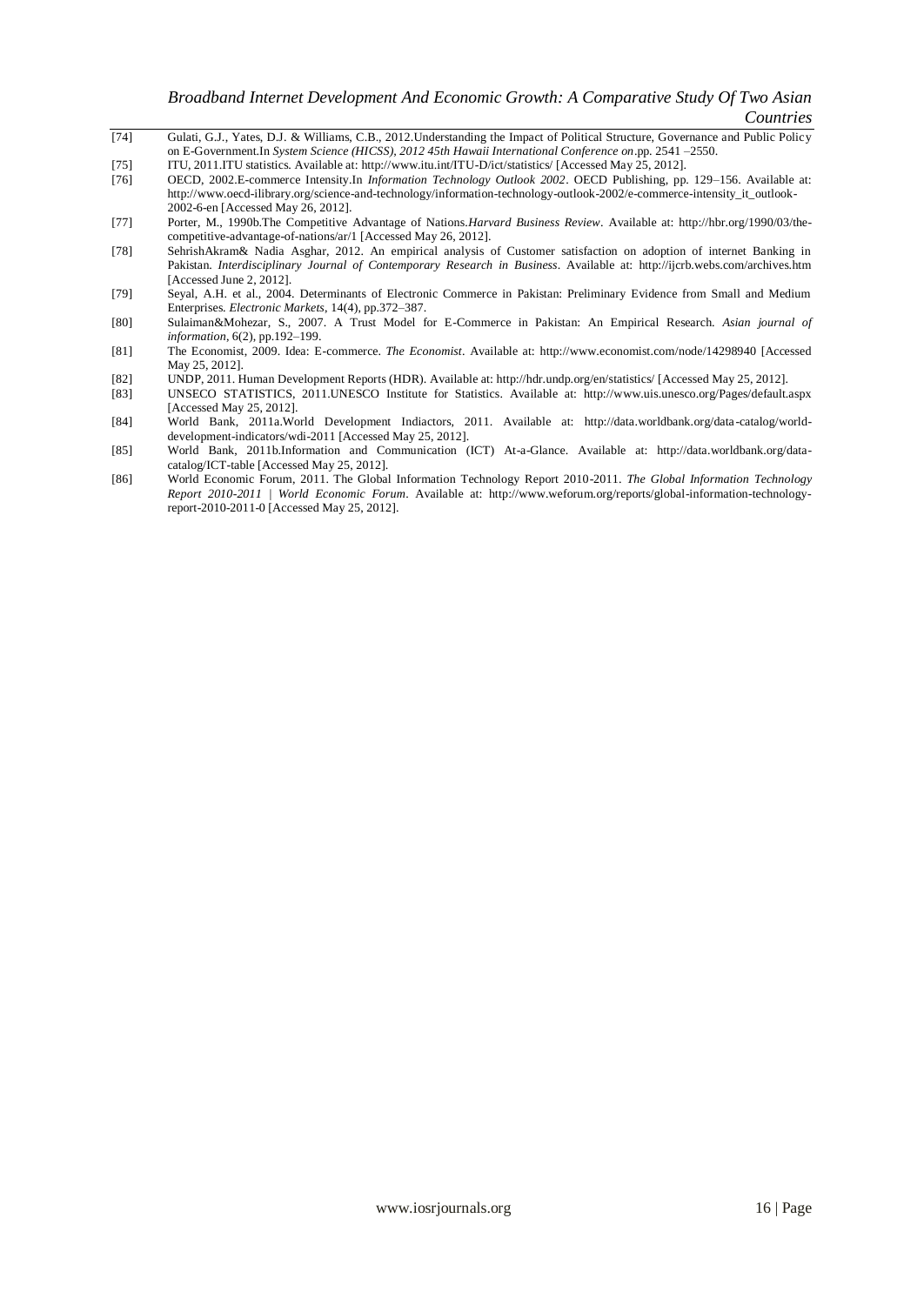[74] Gulati, G.J., Yates, D.J. & Williams, C.B., 2012.Understanding the Impact of Political Structure, Governance and Public Policy on E-Government.In *System Science (HICSS), 2012 45th Hawaii International Conference on*.pp. 2541 –2550.

[75] ITU, 2011.ITU statistics. Available at: http://www.itu.int/ITU-D/ict/statistics/ [Accessed May 25, 2012].

[76] OECD, 2002.E-commerce Intensity.In *Information Technology Outlook 2002*. OECD Publishing, pp. 129–156. Available at: http://www.oecd-ilibrary.org/science-and-technology/information-technology-outlook-2002/e-commerce-intensity_it_outlook-2002-6-en [Accessed May 26, 2012].

[77] Porter, M., 1990b.The Competitive Advantage of Nations.*Harvard Business Review*. Available at: http://hbr.org/1990/03/the-competitive-advantage-of-nations/ar/1 [Accessed May 26, 2012].

[78] SehrishAkram& Nadia Asghar, 2012. An empirical analysis of Customer satisfaction on adoption of internet Banking in Pakistan. *Interdisciplinary Journal of Contemporary Research in Business*. Available at: http://ijcrb.webs.com/archives.htm [Accessed June 2, 2012].

[79] Seyal, A.H. et al., 2004. Determinants of Electronic Commerce in Pakistan: Preliminary Evidence from Small and Medium Enterprises. *Electronic Markets*, 14(4), pp.372–387.

[80] Sulaiman&Mohezar, S., 2007. A Trust Model for E-Commerce in Pakistan: An Empirical Research. *Asian journal of information*, 6(2), pp.192–199.

[81] The Economist, 2009. Idea: E-commerce. *The Economist*. Available at: http://www.economist.com/node/14298940 [Accessed May 25, 2012].

[82] UNDP, 2011. Human Development Reports (HDR). Available at: http://hdr.undp.org/en/statistics/ [Accessed May 25, 2012].

[83] UNSECO STATISTICS, 2011.UNESCO Institute for Statistics. Available at: http://www.uis.unesco.org/Pages/default.aspx [Accessed May 25, 2012].

[84] World Bank, 2011a.World Development Indiactors, 2011. Available at: http://data.worldbank.org/data-catalog/world-development-indicators/wdi-2011 [Accessed May 25, 2012].

[85] World Bank, 2011b.Information and Communication (ICT) At-a-Glance. Available at: http://data.worldbank.org/data-catalog/ICT-table [Accessed May 25, 2012].

[86] World Economic Forum, 2011. The Global Information Technology Report 2010-2011. *The Global Information Technology Report 2010-2011 | World Economic Forum*. Available at: http://www.weforum.org/reports/global-information-technology-report-2010-2011-0 [Accessed May 25, 2012].